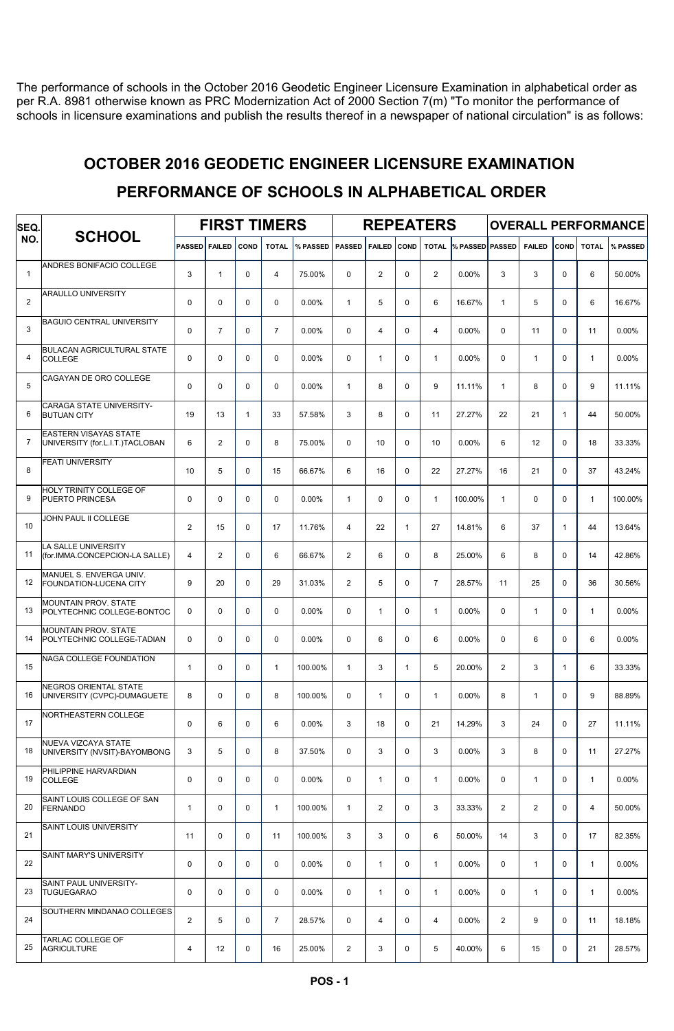The performance of schools in the October 2016 Geodetic Engineer Licensure Examination in alphabetical order as per R.A. 8981 otherwise known as PRC Modernization Act of 2000 Section 7(m) "To monitor the performance of schools in licensure examinations and publish the results thereof in a newspaper of national circulation" is as follows:

## OCTOBER 2016 GEODETIC ENGINEER LICENSURE EXAMINATION

## PERFORMANCE OF SCHOOLS IN ALPHABETICAL ORDER

| SEQ. NO. | SCHOOL | FIRST TIMERS | | | | | REPEATERS | | | | | OVERALL PERFORMANCE | | | | |
|---|---|---|---|---|---|---|---|---|---|---|---|---|---|---|---|---|
| | | PASSED | FAILED | COND | TOTAL | % PASSED | PASSED | FAILED | COND | TOTAL | % PASSED | PASSED | FAILED | COND | TOTAL | % PASSED |
| 1 | ANDRES BONIFACIO COLLEGE | 3 | 1 | 0 | 4 | 75.00% | 0 | 2 | 0 | 2 | 0.00% | 3 | 3 | 0 | 6 | 50.00% |
| 2 | ARAULLO UNIVERSITY | 0 | 0 | 0 | 0 | 0.00% | 1 | 5 | 0 | 6 | 16.67% | 1 | 5 | 0 | 6 | 16.67% |
| 3 | BAGUIO CENTRAL UNIVERSITY | 0 | 7 | 0 | 7 | 0.00% | 0 | 4 | 0 | 4 | 0.00% | 0 | 11 | 0 | 11 | 0.00% |
| 4 | BULACAN AGRICULTURAL STATE COLLEGE | 0 | 0 | 0 | 0 | 0.00% | 0 | 1 | 0 | 1 | 0.00% | 0 | 1 | 0 | 1 | 0.00% |
| 5 | CAGAYAN DE ORO COLLEGE | 0 | 0 | 0 | 0 | 0.00% | 1 | 8 | 0 | 9 | 11.11% | 1 | 8 | 0 | 9 | 11.11% |
| 6 | CARAGA STATE UNIVERSITY-BUTUAN CITY | 19 | 13 | 1 | 33 | 57.58% | 3 | 8 | 0 | 11 | 27.27% | 22 | 21 | 1 | 44 | 50.00% |
| 7 | EASTERN VISAYAS STATE UNIVERSITY (for.L.I.T.)TACLOBAN | 6 | 2 | 0 | 8 | 75.00% | 0 | 10 | 0 | 10 | 0.00% | 6 | 12 | 0 | 18 | 33.33% |
| 8 | FEATI UNIVERSITY | 10 | 5 | 0 | 15 | 66.67% | 6 | 16 | 0 | 22 | 27.27% | 16 | 21 | 0 | 37 | 43.24% |
| 9 | HOLY TRINITY COLLEGE OF PUERTO PRINCESA | 0 | 0 | 0 | 0 | 0.00% | 1 | 0 | 0 | 1 | 100.00% | 1 | 0 | 0 | 1 | 100.00% |
| 10 | JOHN PAUL II COLLEGE | 2 | 15 | 0 | 17 | 11.76% | 4 | 22 | 1 | 27 | 14.81% | 6 | 37 | 1 | 44 | 13.64% |
| 11 | LA SALLE UNIVERSITY (for.IMMA.CONCEPCION-LA SALLE) | 4 | 2 | 0 | 6 | 66.67% | 2 | 6 | 0 | 8 | 25.00% | 6 | 8 | 0 | 14 | 42.86% |
| 12 | MANUEL S. ENVERGA UNIV. FOUNDATION-LUCENA CITY | 9 | 20 | 0 | 29 | 31.03% | 2 | 5 | 0 | 7 | 28.57% | 11 | 25 | 0 | 36 | 30.56% |
| 13 | MOUNTAIN PROV. STATE POLYTECHNIC COLLEGE-BONTOC | 0 | 0 | 0 | 0 | 0.00% | 0 | 1 | 0 | 1 | 0.00% | 0 | 1 | 0 | 1 | 0.00% |
| 14 | MOUNTAIN PROV. STATE POLYTECHNIC COLLEGE-TADIAN | 0 | 0 | 0 | 0 | 0.00% | 0 | 6 | 0 | 6 | 0.00% | 0 | 6 | 0 | 6 | 0.00% |
| 15 | NAGA COLLEGE FOUNDATION | 1 | 0 | 0 | 1 | 100.00% | 1 | 3 | 1 | 5 | 20.00% | 2 | 3 | 1 | 6 | 33.33% |
| 16 | NEGROS ORIENTAL STATE UNIVERSITY (CVPC)-DUMAGUETE | 8 | 0 | 0 | 8 | 100.00% | 0 | 1 | 0 | 1 | 0.00% | 8 | 1 | 0 | 9 | 88.89% |
| 17 | NORTHEASTERN COLLEGE | 0 | 6 | 0 | 6 | 0.00% | 3 | 18 | 0 | 21 | 14.29% | 3 | 24 | 0 | 27 | 11.11% |
| 18 | NUEVA VIZCAYA STATE UNIVERSITY (NVSIT)-BAYOMBONG | 3 | 5 | 0 | 8 | 37.50% | 0 | 3 | 0 | 3 | 0.00% | 3 | 8 | 0 | 11 | 27.27% |
| 19 | PHILIPPINE HARVARDIAN COLLEGE | 0 | 0 | 0 | 0 | 0.00% | 0 | 1 | 0 | 1 | 0.00% | 0 | 1 | 0 | 1 | 0.00% |
| 20 | SAINT LOUIS COLLEGE OF SAN FERNANDO | 1 | 0 | 0 | 1 | 100.00% | 1 | 2 | 0 | 3 | 33.33% | 2 | 2 | 0 | 4 | 50.00% |
| 21 | SAINT LOUIS UNIVERSITY | 11 | 0 | 0 | 11 | 100.00% | 3 | 3 | 0 | 6 | 50.00% | 14 | 3 | 0 | 17 | 82.35% |
| 22 | SAINT MARY'S UNIVERSITY | 0 | 0 | 0 | 0 | 0.00% | 0 | 1 | 0 | 1 | 0.00% | 0 | 1 | 0 | 1 | 0.00% |
| 23 | SAINT PAUL UNIVERSITY-TUGUEGARAO | 0 | 0 | 0 | 0 | 0.00% | 0 | 1 | 0 | 1 | 0.00% | 0 | 1 | 0 | 1 | 0.00% |
| 24 | SOUTHERN MINDANAO COLLEGES | 2 | 5 | 0 | 7 | 28.57% | 0 | 4 | 0 | 4 | 0.00% | 2 | 9 | 0 | 11 | 18.18% |
| 25 | TARLAC COLLEGE OF AGRICULTURE | 4 | 12 | 0 | 16 | 25.00% | 2 | 3 | 0 | 5 | 40.00% | 6 | 15 | 0 | 21 | 28.57% |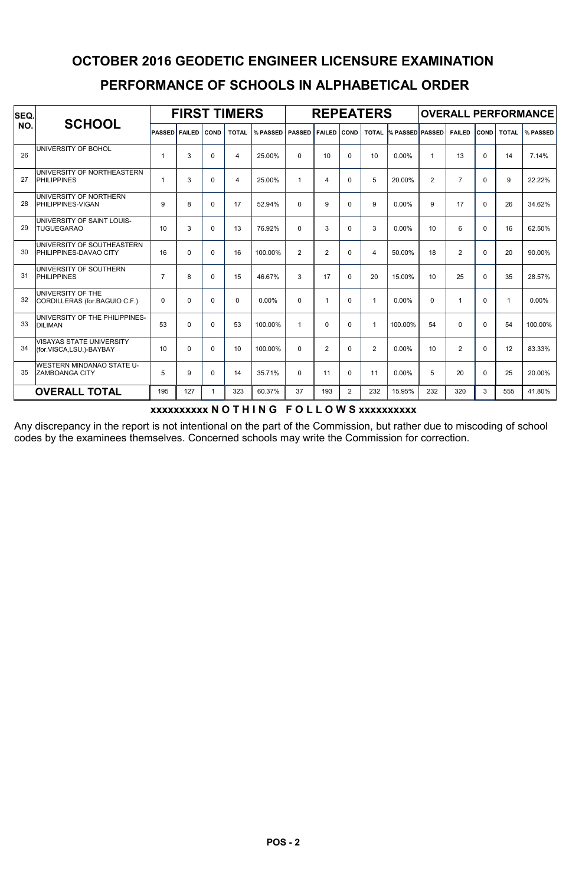## OCTOBER 2016 GEODETIC ENGINEER LICENSURE EXAMINATION

## PERFORMANCE OF SCHOOLS IN ALPHABETICAL ORDER

| SEQ. NO. | SCHOOL | FIRST TIMERS | | | | | REPEATERS | | | | | OVERALL PERFORMANCE | | | | |
|---|---|---|---|---|---|---|---|---|---|---|---|---|---|---|---|---|
| | | PASSED | FAILED | COND | TOTAL | % PASSED | PASSED | FAILED | COND | TOTAL | % PASSED | PASSED | FAILED | COND | TOTAL | % PASSED |
| 26 | UNIVERSITY OF BOHOL | 1 | 3 | 0 | 4 | 25.00% | 0 | 10 | 0 | 10 | 0.00% | 1 | 13 | 0 | 14 | 7.14% |
| 27 | UNIVERSITY OF NORTHEASTERN PHILIPPINES | 1 | 3 | 0 | 4 | 25.00% | 1 | 4 | 0 | 5 | 20.00% | 2 | 7 | 0 | 9 | 22.22% |
| 28 | UNIVERSITY OF NORTHERN PHILIPPINES-VIGAN | 9 | 8 | 0 | 17 | 52.94% | 0 | 9 | 0 | 9 | 0.00% | 9 | 17 | 0 | 26 | 34.62% |
| 29 | UNIVERSITY OF SAINT LOUIS-TUGUEGARAO | 10 | 3 | 0 | 13 | 76.92% | 0 | 3 | 0 | 3 | 0.00% | 10 | 6 | 0 | 16 | 62.50% |
| 30 | UNIVERSITY OF SOUTHEASTERN PHILIPPINES-DAVAO CITY | 16 | 0 | 0 | 16 | 100.00% | 2 | 2 | 0 | 4 | 50.00% | 18 | 2 | 0 | 20 | 90.00% |
| 31 | UNIVERSITY OF SOUTHERN PHILIPPINES | 7 | 8 | 0 | 15 | 46.67% | 3 | 17 | 0 | 20 | 15.00% | 10 | 25 | 0 | 35 | 28.57% |
| 32 | UNIVERSITY OF THE CORDILLERAS (for.BAGUIO C.F.) | 0 | 0 | 0 | 0 | 0.00% | 0 | 1 | 0 | 1 | 0.00% | 0 | 1 | 0 | 1 | 0.00% |
| 33 | UNIVERSITY OF THE PHILIPPINES-DILIMAN | 53 | 0 | 0 | 53 | 100.00% | 1 | 0 | 0 | 1 | 100.00% | 54 | 0 | 0 | 54 | 100.00% |
| 34 | VISAYAS STATE UNIVERSITY (for.VISCA,LSU.)-BAYBAY | 10 | 0 | 0 | 10 | 100.00% | 0 | 2 | 0 | 2 | 0.00% | 10 | 2 | 0 | 12 | 83.33% |
| 35 | WESTERN MINDANAO STATE U-ZAMBOANGA CITY | 5 | 9 | 0 | 14 | 35.71% | 0 | 11 | 0 | 11 | 0.00% | 5 | 20 | 0 | 25 | 20.00% |
| | **OVERALL TOTAL** | 195 | 127 | 1 | 323 | 60.37% | 37 | 193 | 2 | 232 | 15.95% | 232 | 320 | 3 | 555 | 41.80% |

**xxxxxxxxxx N O T H I N G F O L L O W S xxxxxxxxxx**

Any discrepancy in the report is not intentional on the part of the Commission, but rather due to miscoding of school codes by the examinees themselves. Concerned schools may write the Commission for correction.